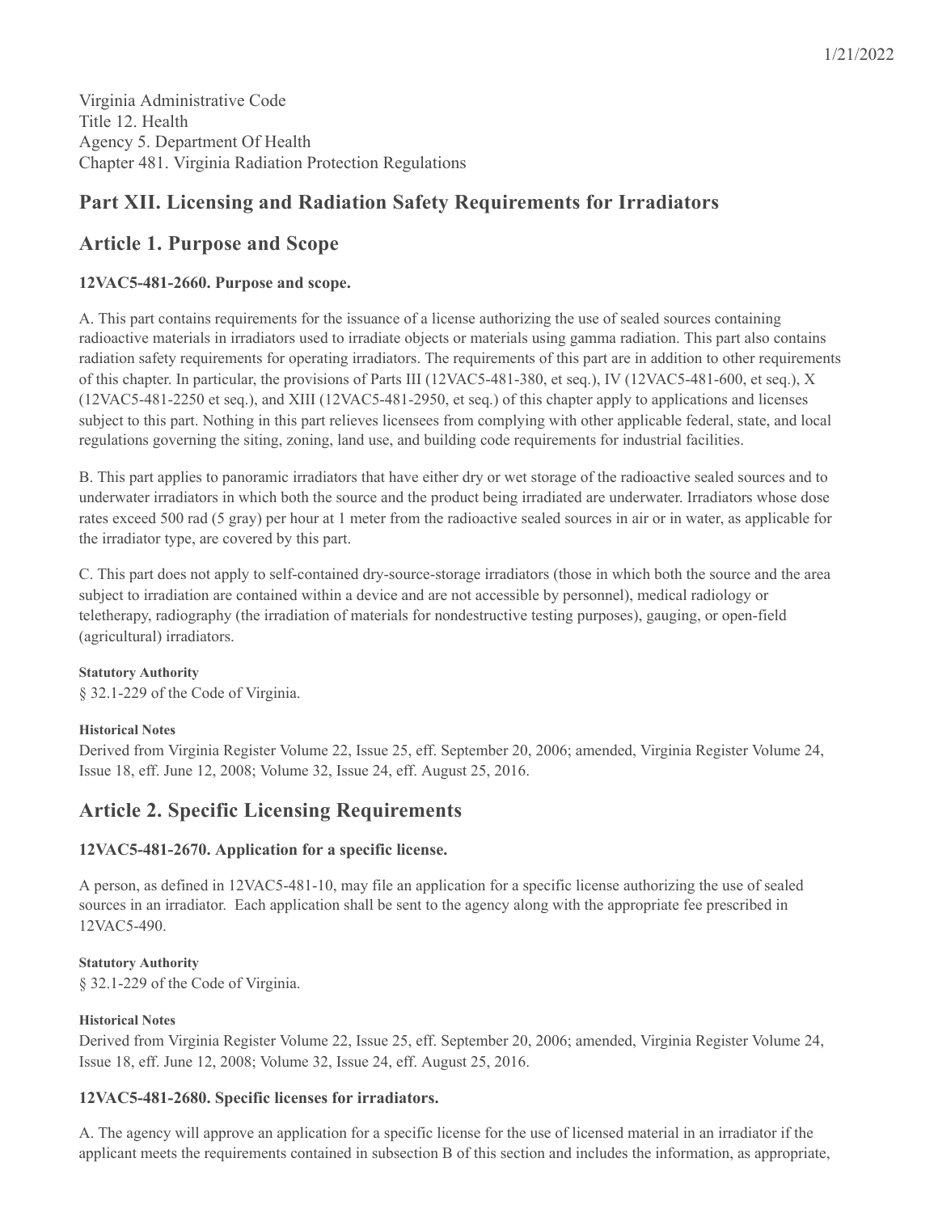Virginia Administrative Code
Title 12. Health
Agency 5. Department Of Health
Chapter 481. Virginia Radiation Protection Regulations

## Part XII. Licensing and Radiation Safety Requirements for Irradiators

## Article 1. Purpose and Scope

### 12VAC5-481-2660. Purpose and scope.

A. This part contains requirements for the issuance of a license authorizing the use of sealed sources containing radioactive materials in irradiators used to irradiate objects or materials using gamma radiation. This part also contains radiation safety requirements for operating irradiators. The requirements of this part are in addition to other requirements of this chapter. In particular, the provisions of Parts III (12VAC5-481-380, et seq.), IV (12VAC5-481-600, et seq.), X (12VAC5-481-2250 et seq.), and XIII (12VAC5-481-2950, et seq.) of this chapter apply to applications and licenses subject to this part. Nothing in this part relieves licensees from complying with other applicable federal, state, and local regulations governing the siting, zoning, land use, and building code requirements for industrial facilities.

B. This part applies to panoramic irradiators that have either dry or wet storage of the radioactive sealed sources and to underwater irradiators in which both the source and the product being irradiated are underwater. Irradiators whose dose rates exceed 500 rad (5 gray) per hour at 1 meter from the radioactive sealed sources in air or in water, as applicable for the irradiator type, are covered by this part.

C. This part does not apply to self-contained dry-source-storage irradiators (those in which both the source and the area subject to irradiation are contained within a device and are not accessible by personnel), medical radiology or teletherapy, radiography (the irradiation of materials for nondestructive testing purposes), gauging, or open-field (agricultural) irradiators.

**Statutory Authority**

§ 32.1-229 of the Code of Virginia.

**Historical Notes**

Derived from Virginia Register Volume 22, Issue 25, eff. September 20, 2006; amended, Virginia Register Volume 24, Issue 18, eff. June 12, 2008; Volume 32, Issue 24, eff. August 25, 2016.

## Article 2. Specific Licensing Requirements

### 12VAC5-481-2670. Application for a specific license.

A person, as defined in 12VAC5-481-10, may file an application for a specific license authorizing the use of sealed sources in an irradiator. Each application shall be sent to the agency along with the appropriate fee prescribed in 12VAC5-490.

**Statutory Authority**

§ 32.1-229 of the Code of Virginia.

**Historical Notes**

Derived from Virginia Register Volume 22, Issue 25, eff. September 20, 2006; amended, Virginia Register Volume 24, Issue 18, eff. June 12, 2008; Volume 32, Issue 24, eff. August 25, 2016.

### 12VAC5-481-2680. Specific licenses for irradiators.

A. The agency will approve an application for a specific license for the use of licensed material in an irradiator if the applicant meets the requirements contained in subsection B of this section and includes the information, as appropriate,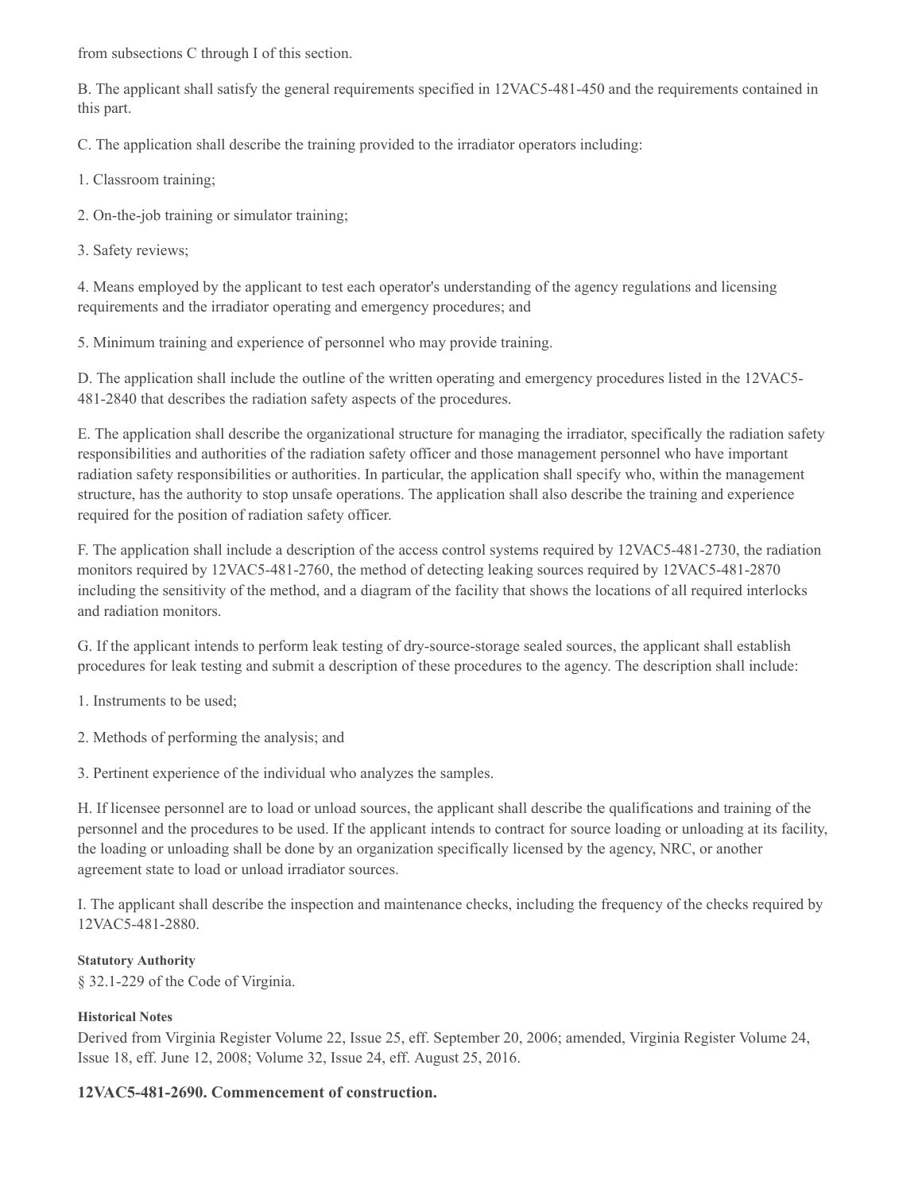from subsections C through I of this section.

B. The applicant shall satisfy the general requirements specified in 12VAC5-481-450 and the requirements contained in this part.

C. The application shall describe the training provided to the irradiator operators including:

1. Classroom training;

2. On-the-job training or simulator training;

3. Safety reviews;

4. Means employed by the applicant to test each operator's understanding of the agency regulations and licensing requirements and the irradiator operating and emergency procedures; and

5. Minimum training and experience of personnel who may provide training.

D. The application shall include the outline of the written operating and emergency procedures listed in the 12VAC5-481-2840 that describes the radiation safety aspects of the procedures.

E. The application shall describe the organizational structure for managing the irradiator, specifically the radiation safety responsibilities and authorities of the radiation safety officer and those management personnel who have important radiation safety responsibilities or authorities. In particular, the application shall specify who, within the management structure, has the authority to stop unsafe operations. The application shall also describe the training and experience required for the position of radiation safety officer.

F. The application shall include a description of the access control systems required by 12VAC5-481-2730, the radiation monitors required by 12VAC5-481-2760, the method of detecting leaking sources required by 12VAC5-481-2870 including the sensitivity of the method, and a diagram of the facility that shows the locations of all required interlocks and radiation monitors.

G. If the applicant intends to perform leak testing of dry-source-storage sealed sources, the applicant shall establish procedures for leak testing and submit a description of these procedures to the agency. The description shall include:

1. Instruments to be used;

2. Methods of performing the analysis; and

3. Pertinent experience of the individual who analyzes the samples.

H. If licensee personnel are to load or unload sources, the applicant shall describe the qualifications and training of the personnel and the procedures to be used. If the applicant intends to contract for source loading or unloading at its facility, the loading or unloading shall be done by an organization specifically licensed by the agency, NRC, or another agreement state to load or unload irradiator sources.

I. The applicant shall describe the inspection and maintenance checks, including the frequency of the checks required by 12VAC5-481-2880.

**Statutory Authority**

§ 32.1-229 of the Code of Virginia.

**Historical Notes**

Derived from Virginia Register Volume 22, Issue 25, eff. September 20, 2006; amended, Virginia Register Volume 24, Issue 18, eff. June 12, 2008; Volume 32, Issue 24, eff. August 25, 2016.

### 12VAC5-481-2690. Commencement of construction.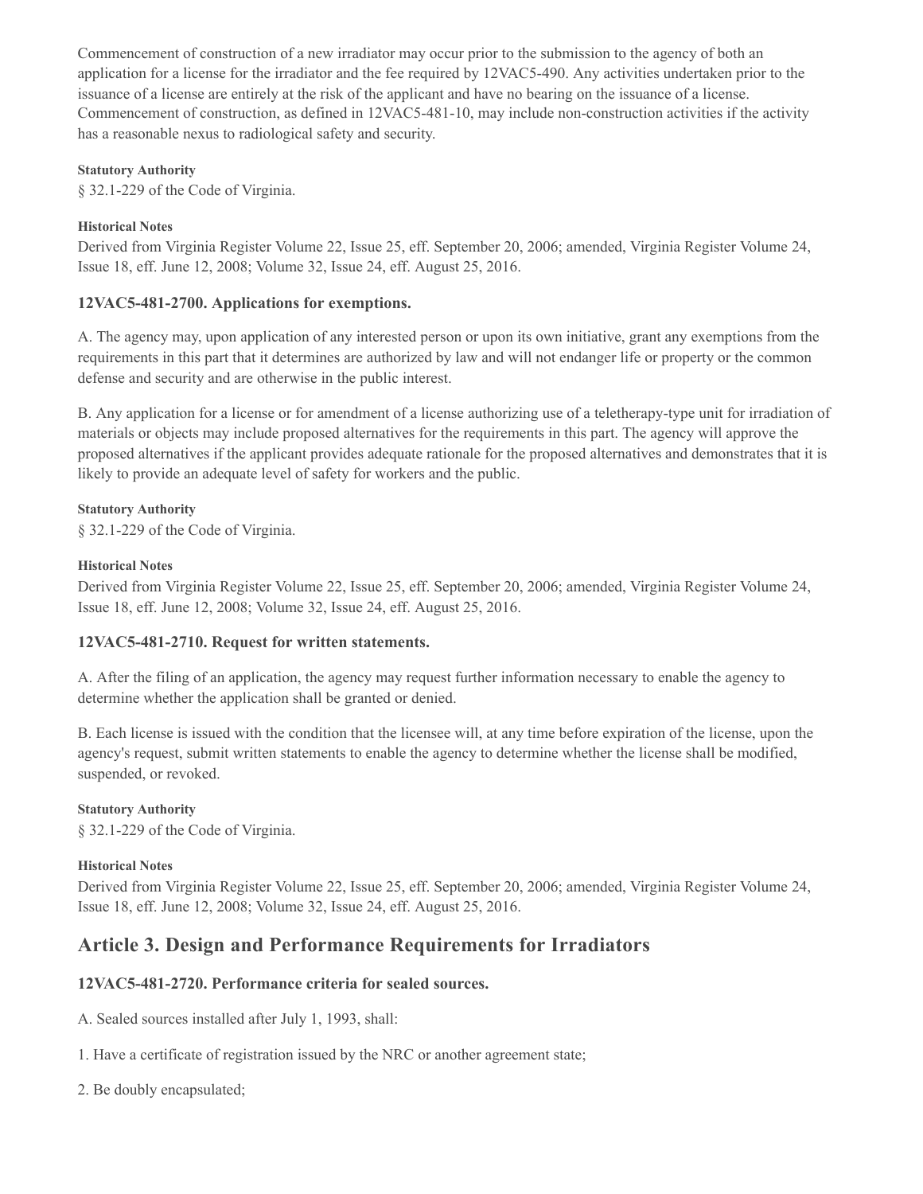Commencement of construction of a new irradiator may occur prior to the submission to the agency of both an application for a license for the irradiator and the fee required by 12VAC5-490. Any activities undertaken prior to the issuance of a license are entirely at the risk of the applicant and have no bearing on the issuance of a license. Commencement of construction, as defined in 12VAC5-481-10, may include non-construction activities if the activity has a reasonable nexus to radiological safety and security.

**Statutory Authority**

§ 32.1-229 of the Code of Virginia.

**Historical Notes**

Derived from Virginia Register Volume 22, Issue 25, eff. September 20, 2006; amended, Virginia Register Volume 24, Issue 18, eff. June 12, 2008; Volume 32, Issue 24, eff. August 25, 2016.

### 12VAC5-481-2700. Applications for exemptions.

A. The agency may, upon application of any interested person or upon its own initiative, grant any exemptions from the requirements in this part that it determines are authorized by law and will not endanger life or property or the common defense and security and are otherwise in the public interest.

B. Any application for a license or for amendment of a license authorizing use of a teletherapy-type unit for irradiation of materials or objects may include proposed alternatives for the requirements in this part. The agency will approve the proposed alternatives if the applicant provides adequate rationale for the proposed alternatives and demonstrates that it is likely to provide an adequate level of safety for workers and the public.

**Statutory Authority**

§ 32.1-229 of the Code of Virginia.

**Historical Notes**

Derived from Virginia Register Volume 22, Issue 25, eff. September 20, 2006; amended, Virginia Register Volume 24, Issue 18, eff. June 12, 2008; Volume 32, Issue 24, eff. August 25, 2016.

### 12VAC5-481-2710. Request for written statements.

A. After the filing of an application, the agency may request further information necessary to enable the agency to determine whether the application shall be granted or denied.

B. Each license is issued with the condition that the licensee will, at any time before expiration of the license, upon the agency's request, submit written statements to enable the agency to determine whether the license shall be modified, suspended, or revoked.

**Statutory Authority**

§ 32.1-229 of the Code of Virginia.

**Historical Notes**

Derived from Virginia Register Volume 22, Issue 25, eff. September 20, 2006; amended, Virginia Register Volume 24, Issue 18, eff. June 12, 2008; Volume 32, Issue 24, eff. August 25, 2016.

## Article 3. Design and Performance Requirements for Irradiators

### 12VAC5-481-2720. Performance criteria for sealed sources.

A. Sealed sources installed after July 1, 1993, shall:

1. Have a certificate of registration issued by the NRC or another agreement state;

2. Be doubly encapsulated;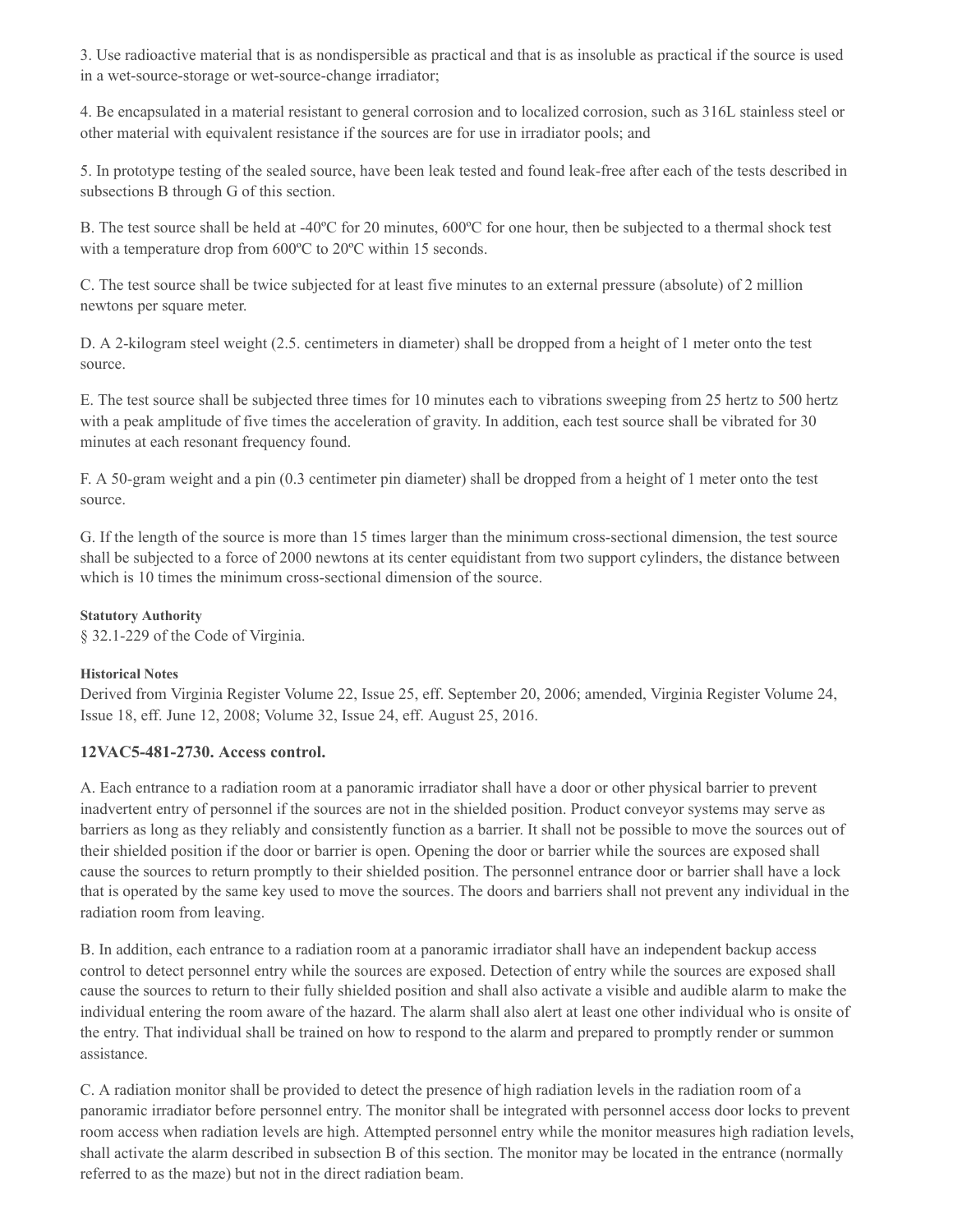3. Use radioactive material that is as nondispersible as practical and that is as insoluble as practical if the source is used in a wet-source-storage or wet-source-change irradiator;

4. Be encapsulated in a material resistant to general corrosion and to localized corrosion, such as 316L stainless steel or other material with equivalent resistance if the sources are for use in irradiator pools; and

5. In prototype testing of the sealed source, have been leak tested and found leak-free after each of the tests described in subsections B through G of this section.

B. The test source shall be held at -40ºC for 20 minutes, 600ºC for one hour, then be subjected to a thermal shock test with a temperature drop from 600ºC to 20ºC within 15 seconds.

C. The test source shall be twice subjected for at least five minutes to an external pressure (absolute) of 2 million newtons per square meter.

D. A 2-kilogram steel weight (2.5. centimeters in diameter) shall be dropped from a height of 1 meter onto the test source.

E. The test source shall be subjected three times for 10 minutes each to vibrations sweeping from 25 hertz to 500 hertz with a peak amplitude of five times the acceleration of gravity. In addition, each test source shall be vibrated for 30 minutes at each resonant frequency found.

F. A 50-gram weight and a pin (0.3 centimeter pin diameter) shall be dropped from a height of 1 meter onto the test source.

G. If the length of the source is more than 15 times larger than the minimum cross-sectional dimension, the test source shall be subjected to a force of 2000 newtons at its center equidistant from two support cylinders, the distance between which is 10 times the minimum cross-sectional dimension of the source.

**Statutory Authority**

§ 32.1-229 of the Code of Virginia.

**Historical Notes**

Derived from Virginia Register Volume 22, Issue 25, eff. September 20, 2006; amended, Virginia Register Volume 24, Issue 18, eff. June 12, 2008; Volume 32, Issue 24, eff. August 25, 2016.

### 12VAC5-481-2730. Access control.

A. Each entrance to a radiation room at a panoramic irradiator shall have a door or other physical barrier to prevent inadvertent entry of personnel if the sources are not in the shielded position. Product conveyor systems may serve as barriers as long as they reliably and consistently function as a barrier. It shall not be possible to move the sources out of their shielded position if the door or barrier is open. Opening the door or barrier while the sources are exposed shall cause the sources to return promptly to their shielded position. The personnel entrance door or barrier shall have a lock that is operated by the same key used to move the sources. The doors and barriers shall not prevent any individual in the radiation room from leaving.

B. In addition, each entrance to a radiation room at a panoramic irradiator shall have an independent backup access control to detect personnel entry while the sources are exposed. Detection of entry while the sources are exposed shall cause the sources to return to their fully shielded position and shall also activate a visible and audible alarm to make the individual entering the room aware of the hazard. The alarm shall also alert at least one other individual who is onsite of the entry. That individual shall be trained on how to respond to the alarm and prepared to promptly render or summon assistance.

C. A radiation monitor shall be provided to detect the presence of high radiation levels in the radiation room of a panoramic irradiator before personnel entry. The monitor shall be integrated with personnel access door locks to prevent room access when radiation levels are high. Attempted personnel entry while the monitor measures high radiation levels, shall activate the alarm described in subsection B of this section. The monitor may be located in the entrance (normally referred to as the maze) but not in the direct radiation beam.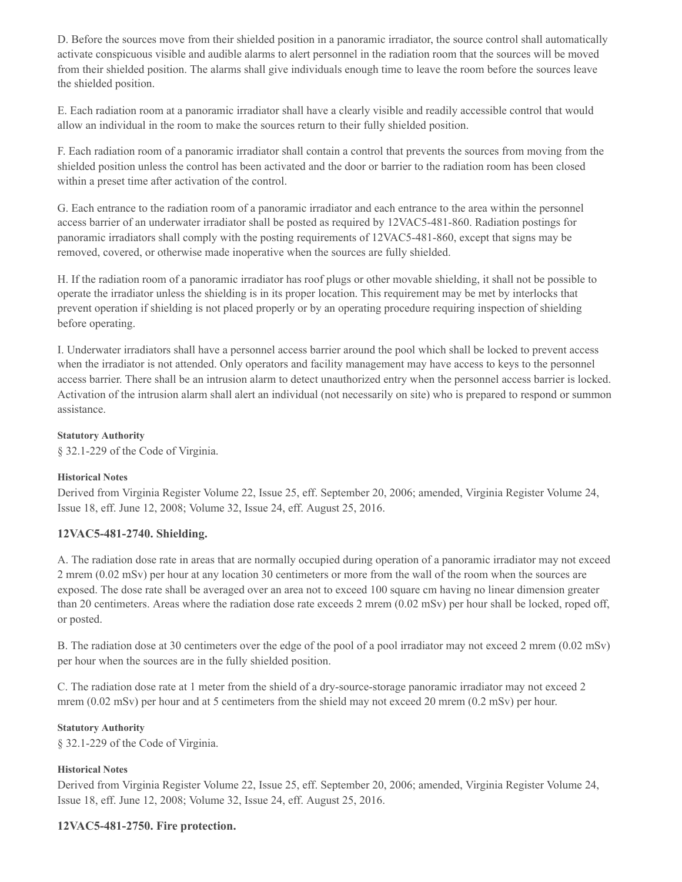D. Before the sources move from their shielded position in a panoramic irradiator, the source control shall automatically activate conspicuous visible and audible alarms to alert personnel in the radiation room that the sources will be moved from their shielded position. The alarms shall give individuals enough time to leave the room before the sources leave the shielded position.

E. Each radiation room at a panoramic irradiator shall have a clearly visible and readily accessible control that would allow an individual in the room to make the sources return to their fully shielded position.

F. Each radiation room of a panoramic irradiator shall contain a control that prevents the sources from moving from the shielded position unless the control has been activated and the door or barrier to the radiation room has been closed within a preset time after activation of the control.

G. Each entrance to the radiation room of a panoramic irradiator and each entrance to the area within the personnel access barrier of an underwater irradiator shall be posted as required by 12VAC5-481-860. Radiation postings for panoramic irradiators shall comply with the posting requirements of 12VAC5-481-860, except that signs may be removed, covered, or otherwise made inoperative when the sources are fully shielded.

H. If the radiation room of a panoramic irradiator has roof plugs or other movable shielding, it shall not be possible to operate the irradiator unless the shielding is in its proper location. This requirement may be met by interlocks that prevent operation if shielding is not placed properly or by an operating procedure requiring inspection of shielding before operating.

I. Underwater irradiators shall have a personnel access barrier around the pool which shall be locked to prevent access when the irradiator is not attended. Only operators and facility management may have access to keys to the personnel access barrier. There shall be an intrusion alarm to detect unauthorized entry when the personnel access barrier is locked. Activation of the intrusion alarm shall alert an individual (not necessarily on site) who is prepared to respond or summon assistance.

**Statutory Authority**

§ 32.1-229 of the Code of Virginia.

**Historical Notes**

Derived from Virginia Register Volume 22, Issue 25, eff. September 20, 2006; amended, Virginia Register Volume 24, Issue 18, eff. June 12, 2008; Volume 32, Issue 24, eff. August 25, 2016.

### 12VAC5-481-2740. Shielding.

A. The radiation dose rate in areas that are normally occupied during operation of a panoramic irradiator may not exceed 2 mrem (0.02 mSv) per hour at any location 30 centimeters or more from the wall of the room when the sources are exposed. The dose rate shall be averaged over an area not to exceed 100 square cm having no linear dimension greater than 20 centimeters. Areas where the radiation dose rate exceeds 2 mrem (0.02 mSv) per hour shall be locked, roped off, or posted.

B. The radiation dose at 30 centimeters over the edge of the pool of a pool irradiator may not exceed 2 mrem (0.02 mSv) per hour when the sources are in the fully shielded position.

C. The radiation dose rate at 1 meter from the shield of a dry-source-storage panoramic irradiator may not exceed 2 mrem (0.02 mSv) per hour and at 5 centimeters from the shield may not exceed 20 mrem (0.2 mSv) per hour.

**Statutory Authority**

§ 32.1-229 of the Code of Virginia.

**Historical Notes**

Derived from Virginia Register Volume 22, Issue 25, eff. September 20, 2006; amended, Virginia Register Volume 24, Issue 18, eff. June 12, 2008; Volume 32, Issue 24, eff. August 25, 2016.

### 12VAC5-481-2750. Fire protection.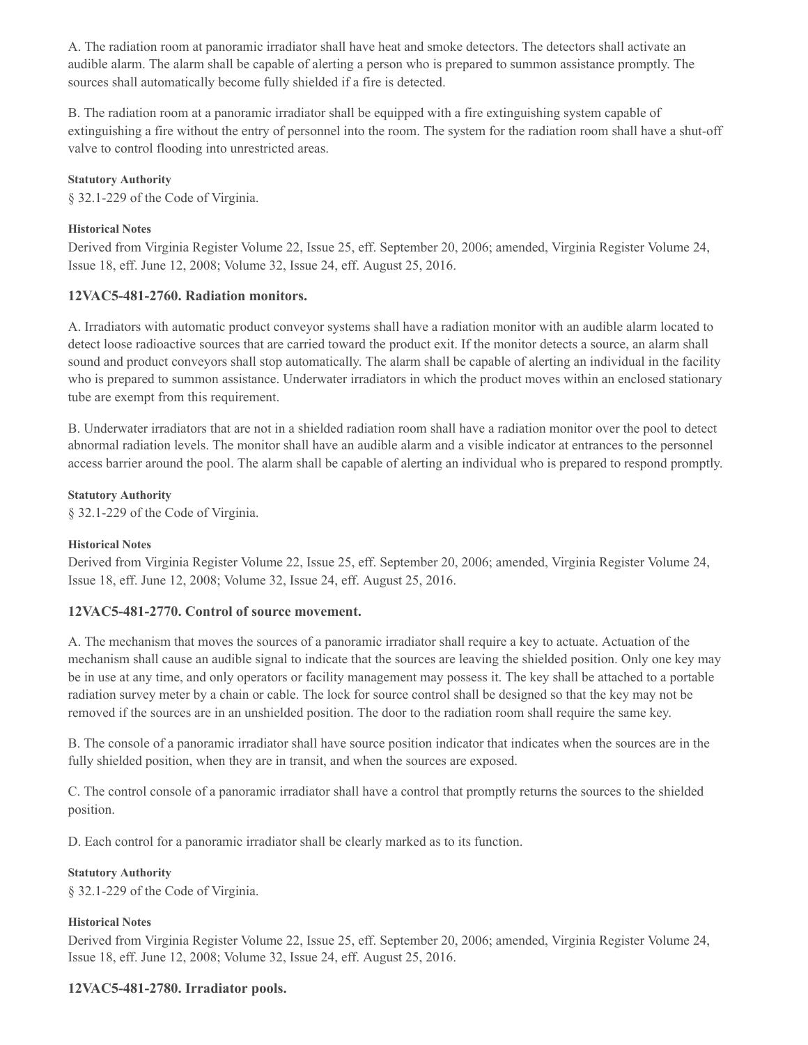A. The radiation room at panoramic irradiator shall have heat and smoke detectors. The detectors shall activate an audible alarm. The alarm shall be capable of alerting a person who is prepared to summon assistance promptly. The sources shall automatically become fully shielded if a fire is detected.

B. The radiation room at a panoramic irradiator shall be equipped with a fire extinguishing system capable of extinguishing a fire without the entry of personnel into the room. The system for the radiation room shall have a shut-off valve to control flooding into unrestricted areas.

**Statutory Authority**

§ 32.1-229 of the Code of Virginia.

**Historical Notes**

Derived from Virginia Register Volume 22, Issue 25, eff. September 20, 2006; amended, Virginia Register Volume 24, Issue 18, eff. June 12, 2008; Volume 32, Issue 24, eff. August 25, 2016.

### 12VAC5-481-2760. Radiation monitors.

A. Irradiators with automatic product conveyor systems shall have a radiation monitor with an audible alarm located to detect loose radioactive sources that are carried toward the product exit. If the monitor detects a source, an alarm shall sound and product conveyors shall stop automatically. The alarm shall be capable of alerting an individual in the facility who is prepared to summon assistance. Underwater irradiators in which the product moves within an enclosed stationary tube are exempt from this requirement.

B. Underwater irradiators that are not in a shielded radiation room shall have a radiation monitor over the pool to detect abnormal radiation levels. The monitor shall have an audible alarm and a visible indicator at entrances to the personnel access barrier around the pool. The alarm shall be capable of alerting an individual who is prepared to respond promptly.

**Statutory Authority**

§ 32.1-229 of the Code of Virginia.

**Historical Notes**

Derived from Virginia Register Volume 22, Issue 25, eff. September 20, 2006; amended, Virginia Register Volume 24, Issue 18, eff. June 12, 2008; Volume 32, Issue 24, eff. August 25, 2016.

### 12VAC5-481-2770. Control of source movement.

A. The mechanism that moves the sources of a panoramic irradiator shall require a key to actuate. Actuation of the mechanism shall cause an audible signal to indicate that the sources are leaving the shielded position. Only one key may be in use at any time, and only operators or facility management may possess it. The key shall be attached to a portable radiation survey meter by a chain or cable. The lock for source control shall be designed so that the key may not be removed if the sources are in an unshielded position. The door to the radiation room shall require the same key.

B. The console of a panoramic irradiator shall have source position indicator that indicates when the sources are in the fully shielded position, when they are in transit, and when the sources are exposed.

C. The control console of a panoramic irradiator shall have a control that promptly returns the sources to the shielded position.

D. Each control for a panoramic irradiator shall be clearly marked as to its function.

**Statutory Authority**

§ 32.1-229 of the Code of Virginia.

**Historical Notes**

Derived from Virginia Register Volume 22, Issue 25, eff. September 20, 2006; amended, Virginia Register Volume 24, Issue 18, eff. June 12, 2008; Volume 32, Issue 24, eff. August 25, 2016.

### 12VAC5-481-2780. Irradiator pools.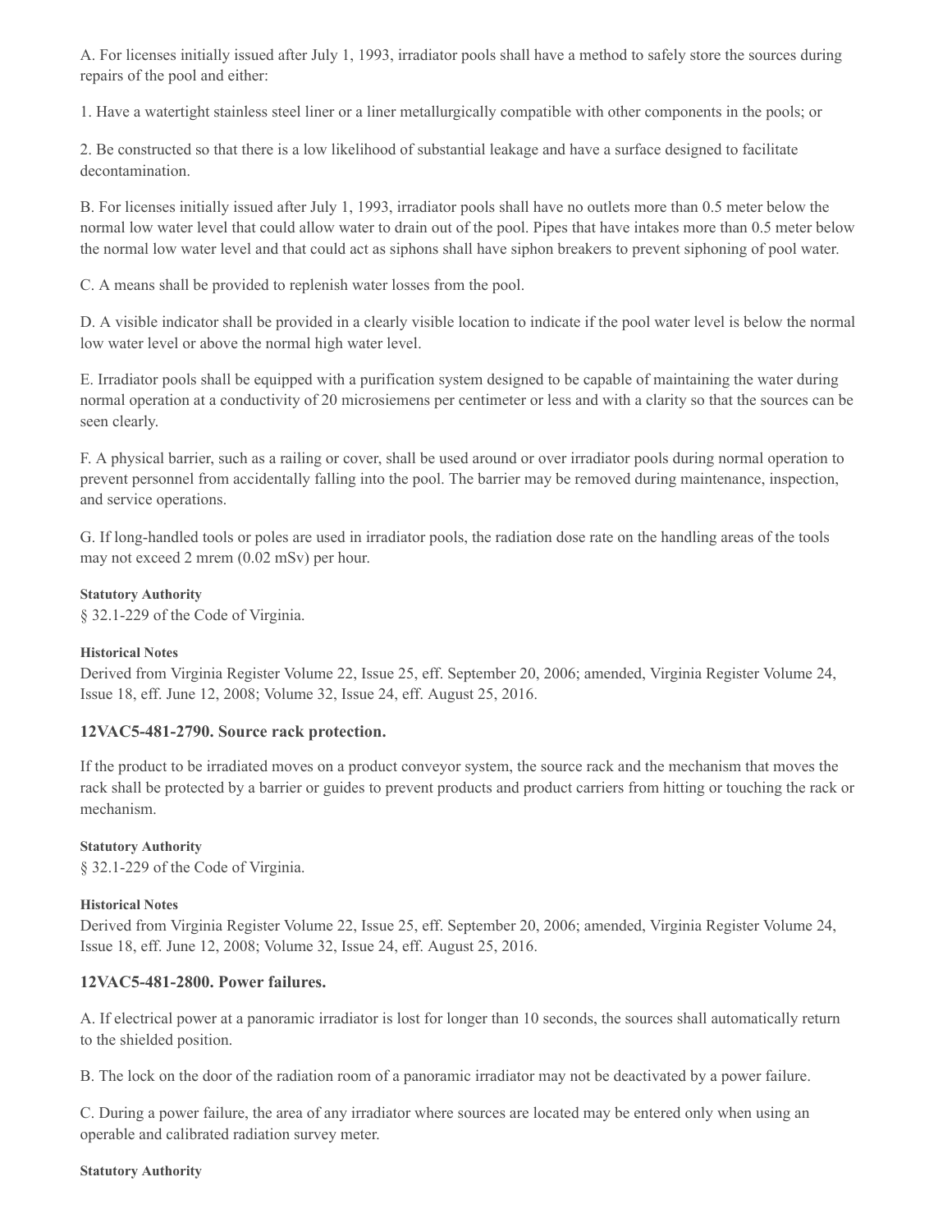A. For licenses initially issued after July 1, 1993, irradiator pools shall have a method to safely store the sources during repairs of the pool and either:

1. Have a watertight stainless steel liner or a liner metallurgically compatible with other components in the pools; or

2. Be constructed so that there is a low likelihood of substantial leakage and have a surface designed to facilitate decontamination.

B. For licenses initially issued after July 1, 1993, irradiator pools shall have no outlets more than 0.5 meter below the normal low water level that could allow water to drain out of the pool. Pipes that have intakes more than 0.5 meter below the normal low water level and that could act as siphons shall have siphon breakers to prevent siphoning of pool water.

C. A means shall be provided to replenish water losses from the pool.

D. A visible indicator shall be provided in a clearly visible location to indicate if the pool water level is below the normal low water level or above the normal high water level.

E. Irradiator pools shall be equipped with a purification system designed to be capable of maintaining the water during normal operation at a conductivity of 20 microsiemens per centimeter or less and with a clarity so that the sources can be seen clearly.

F. A physical barrier, such as a railing or cover, shall be used around or over irradiator pools during normal operation to prevent personnel from accidentally falling into the pool. The barrier may be removed during maintenance, inspection, and service operations.

G. If long-handled tools or poles are used in irradiator pools, the radiation dose rate on the handling areas of the tools may not exceed 2 mrem (0.02 mSv) per hour.

**Statutory Authority**

§ 32.1-229 of the Code of Virginia.

**Historical Notes**

Derived from Virginia Register Volume 22, Issue 25, eff. September 20, 2006; amended, Virginia Register Volume 24, Issue 18, eff. June 12, 2008; Volume 32, Issue 24, eff. August 25, 2016.

### 12VAC5-481-2790. Source rack protection.

If the product to be irradiated moves on a product conveyor system, the source rack and the mechanism that moves the rack shall be protected by a barrier or guides to prevent products and product carriers from hitting or touching the rack or mechanism.

**Statutory Authority**

§ 32.1-229 of the Code of Virginia.

**Historical Notes**

Derived from Virginia Register Volume 22, Issue 25, eff. September 20, 2006; amended, Virginia Register Volume 24, Issue 18, eff. June 12, 2008; Volume 32, Issue 24, eff. August 25, 2016.

### 12VAC5-481-2800. Power failures.

A. If electrical power at a panoramic irradiator is lost for longer than 10 seconds, the sources shall automatically return to the shielded position.

B. The lock on the door of the radiation room of a panoramic irradiator may not be deactivated by a power failure.

C. During a power failure, the area of any irradiator where sources are located may be entered only when using an operable and calibrated radiation survey meter.

**Statutory Authority**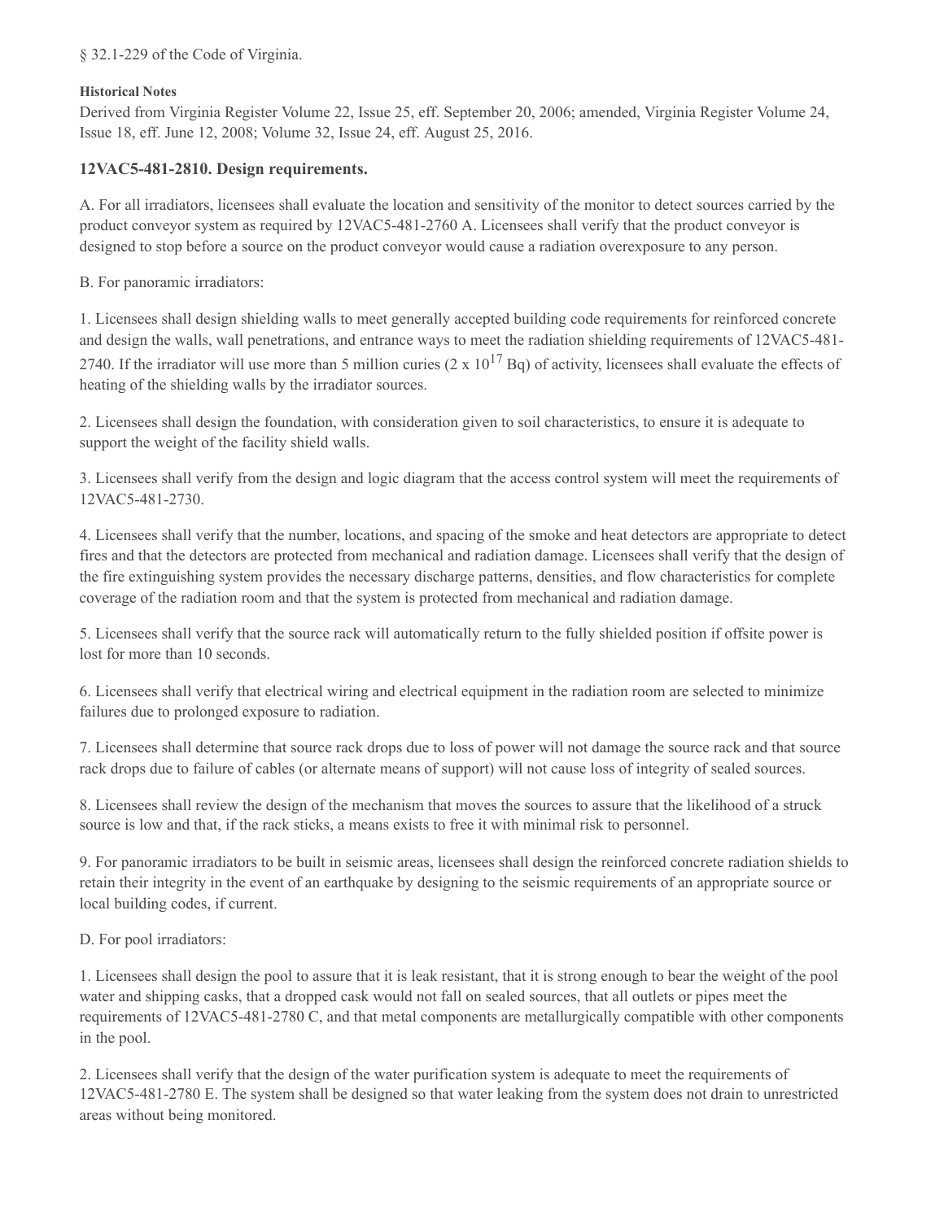§ 32.1-229 of the Code of Virginia.

**Historical Notes**

Derived from Virginia Register Volume 22, Issue 25, eff. September 20, 2006; amended, Virginia Register Volume 24, Issue 18, eff. June 12, 2008; Volume 32, Issue 24, eff. August 25, 2016.

### 12VAC5-481-2810. Design requirements.

A. For all irradiators, licensees shall evaluate the location and sensitivity of the monitor to detect sources carried by the product conveyor system as required by 12VAC5-481-2760 A. Licensees shall verify that the product conveyor is designed to stop before a source on the product conveyor would cause a radiation overexposure to any person.

B. For panoramic irradiators:

1. Licensees shall design shielding walls to meet generally accepted building code requirements for reinforced concrete and design the walls, wall penetrations, and entrance ways to meet the radiation shielding requirements of 12VAC5-481-2740. If the irradiator will use more than 5 million curies ($2 \times 10^{17}$ Bq) of activity, licensees shall evaluate the effects of heating of the shielding walls by the irradiator sources.

2. Licensees shall design the foundation, with consideration given to soil characteristics, to ensure it is adequate to support the weight of the facility shield walls.

3. Licensees shall verify from the design and logic diagram that the access control system will meet the requirements of 12VAC5-481-2730.

4. Licensees shall verify that the number, locations, and spacing of the smoke and heat detectors are appropriate to detect fires and that the detectors are protected from mechanical and radiation damage. Licensees shall verify that the design of the fire extinguishing system provides the necessary discharge patterns, densities, and flow characteristics for complete coverage of the radiation room and that the system is protected from mechanical and radiation damage.

5. Licensees shall verify that the source rack will automatically return to the fully shielded position if offsite power is lost for more than 10 seconds.

6. Licensees shall verify that electrical wiring and electrical equipment in the radiation room are selected to minimize failures due to prolonged exposure to radiation.

7. Licensees shall determine that source rack drops due to loss of power will not damage the source rack and that source rack drops due to failure of cables (or alternate means of support) will not cause loss of integrity of sealed sources.

8. Licensees shall review the design of the mechanism that moves the sources to assure that the likelihood of a struck source is low and that, if the rack sticks, a means exists to free it with minimal risk to personnel.

9. For panoramic irradiators to be built in seismic areas, licensees shall design the reinforced concrete radiation shields to retain their integrity in the event of an earthquake by designing to the seismic requirements of an appropriate source or local building codes, if current.

D. For pool irradiators:

1. Licensees shall design the pool to assure that it is leak resistant, that it is strong enough to bear the weight of the pool water and shipping casks, that a dropped cask would not fall on sealed sources, that all outlets or pipes meet the requirements of 12VAC5-481-2780 C, and that metal components are metallurgically compatible with other components in the pool.

2. Licensees shall verify that the design of the water purification system is adequate to meet the requirements of 12VAC5-481-2780 E. The system shall be designed so that water leaking from the system does not drain to unrestricted areas without being monitored.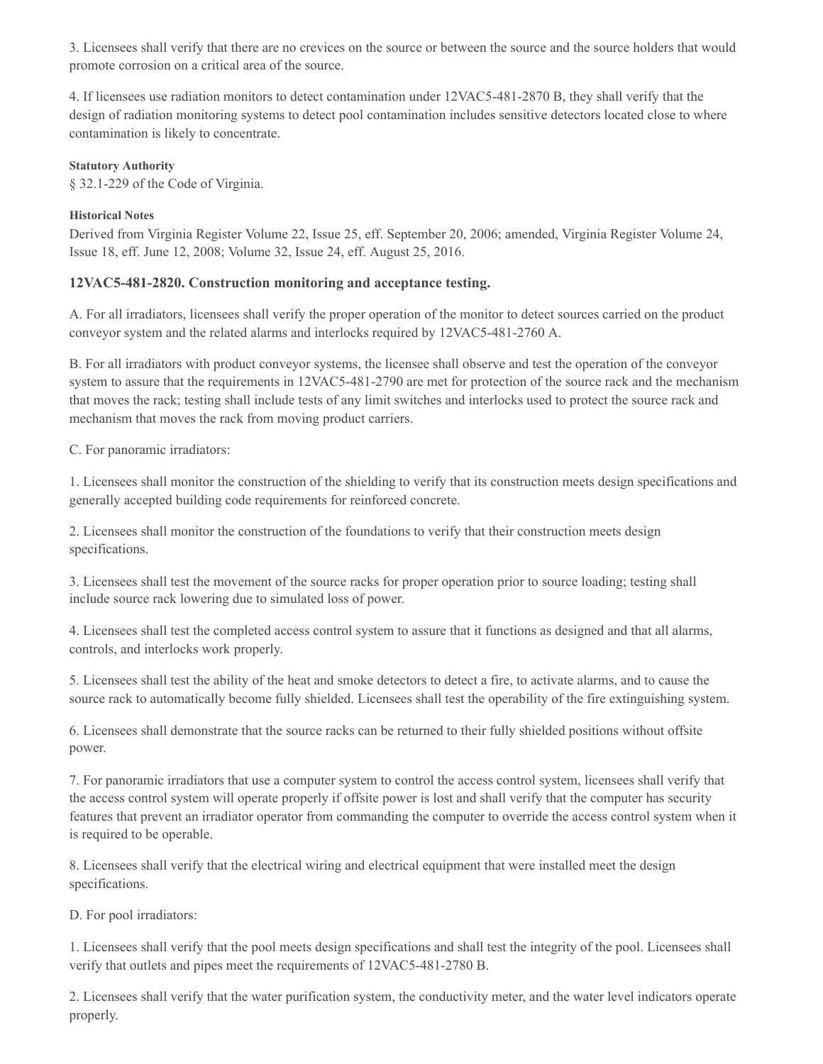3. Licensees shall verify that there are no crevices on the source or between the source and the source holders that would promote corrosion on a critical area of the source.

4. If licensees use radiation monitors to detect contamination under 12VAC5-481-2870 B, they shall verify that the design of radiation monitoring systems to detect pool contamination includes sensitive detectors located close to where contamination is likely to concentrate.

**Statutory Authority**

§ 32.1-229 of the Code of Virginia.

**Historical Notes**

Derived from Virginia Register Volume 22, Issue 25, eff. September 20, 2006; amended, Virginia Register Volume 24, Issue 18, eff. June 12, 2008; Volume 32, Issue 24, eff. August 25, 2016.

### 12VAC5-481-2820. Construction monitoring and acceptance testing.

A. For all irradiators, licensees shall verify the proper operation of the monitor to detect sources carried on the product conveyor system and the related alarms and interlocks required by 12VAC5-481-2760 A.

B. For all irradiators with product conveyor systems, the licensee shall observe and test the operation of the conveyor system to assure that the requirements in 12VAC5-481-2790 are met for protection of the source rack and the mechanism that moves the rack; testing shall include tests of any limit switches and interlocks used to protect the source rack and mechanism that moves the rack from moving product carriers.

C. For panoramic irradiators:

1. Licensees shall monitor the construction of the shielding to verify that its construction meets design specifications and generally accepted building code requirements for reinforced concrete.

2. Licensees shall monitor the construction of the foundations to verify that their construction meets design specifications.

3. Licensees shall test the movement of the source racks for proper operation prior to source loading; testing shall include source rack lowering due to simulated loss of power.

4. Licensees shall test the completed access control system to assure that it functions as designed and that all alarms, controls, and interlocks work properly.

5. Licensees shall test the ability of the heat and smoke detectors to detect a fire, to activate alarms, and to cause the source rack to automatically become fully shielded. Licensees shall test the operability of the fire extinguishing system.

6. Licensees shall demonstrate that the source racks can be returned to their fully shielded positions without offsite power.

7. For panoramic irradiators that use a computer system to control the access control system, licensees shall verify that the access control system will operate properly if offsite power is lost and shall verify that the computer has security features that prevent an irradiator operator from commanding the computer to override the access control system when it is required to be operable.

8. Licensees shall verify that the electrical wiring and electrical equipment that were installed meet the design specifications.

D. For pool irradiators:

1. Licensees shall verify that the pool meets design specifications and shall test the integrity of the pool. Licensees shall verify that outlets and pipes meet the requirements of 12VAC5-481-2780 B.

2. Licensees shall verify that the water purification system, the conductivity meter, and the water level indicators operate properly.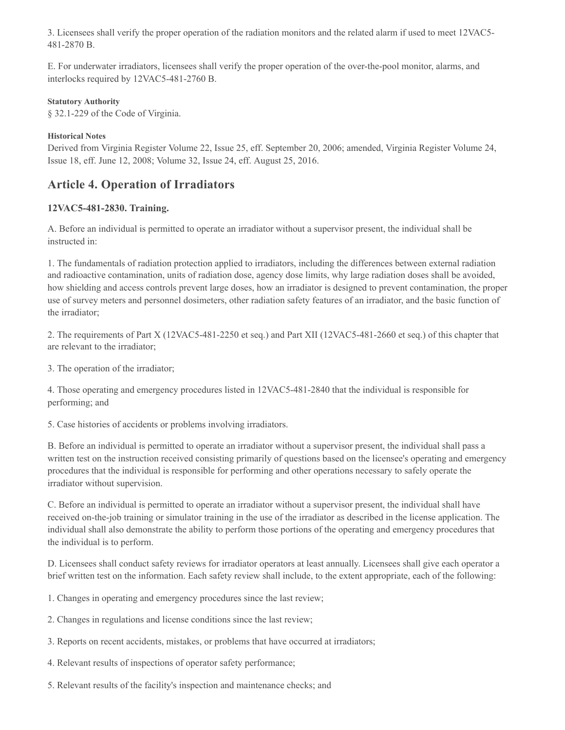3. Licensees shall verify the proper operation of the radiation monitors and the related alarm if used to meet 12VAC5-481-2870 B.

E. For underwater irradiators, licensees shall verify the proper operation of the over-the-pool monitor, alarms, and interlocks required by 12VAC5-481-2760 B.

**Statutory Authority**

§ 32.1-229 of the Code of Virginia.

**Historical Notes**

Derived from Virginia Register Volume 22, Issue 25, eff. September 20, 2006; amended, Virginia Register Volume 24, Issue 18, eff. June 12, 2008; Volume 32, Issue 24, eff. August 25, 2016.

## Article 4. Operation of Irradiators

### 12VAC5-481-2830. Training.

A. Before an individual is permitted to operate an irradiator without a supervisor present, the individual shall be instructed in:

1. The fundamentals of radiation protection applied to irradiators, including the differences between external radiation and radioactive contamination, units of radiation dose, agency dose limits, why large radiation doses shall be avoided, how shielding and access controls prevent large doses, how an irradiator is designed to prevent contamination, the proper use of survey meters and personnel dosimeters, other radiation safety features of an irradiator, and the basic function of the irradiator;

2. The requirements of Part X (12VAC5-481-2250 et seq.) and Part XII (12VAC5-481-2660 et seq.) of this chapter that are relevant to the irradiator;

3. The operation of the irradiator;

4. Those operating and emergency procedures listed in 12VAC5-481-2840 that the individual is responsible for performing; and

5. Case histories of accidents or problems involving irradiators.

B. Before an individual is permitted to operate an irradiator without a supervisor present, the individual shall pass a written test on the instruction received consisting primarily of questions based on the licensee's operating and emergency procedures that the individual is responsible for performing and other operations necessary to safely operate the irradiator without supervision.

C. Before an individual is permitted to operate an irradiator without a supervisor present, the individual shall have received on-the-job training or simulator training in the use of the irradiator as described in the license application. The individual shall also demonstrate the ability to perform those portions of the operating and emergency procedures that the individual is to perform.

D. Licensees shall conduct safety reviews for irradiator operators at least annually. Licensees shall give each operator a brief written test on the information. Each safety review shall include, to the extent appropriate, each of the following:

1. Changes in operating and emergency procedures since the last review;

2. Changes in regulations and license conditions since the last review;

3. Reports on recent accidents, mistakes, or problems that have occurred at irradiators;

4. Relevant results of inspections of operator safety performance;

5. Relevant results of the facility's inspection and maintenance checks; and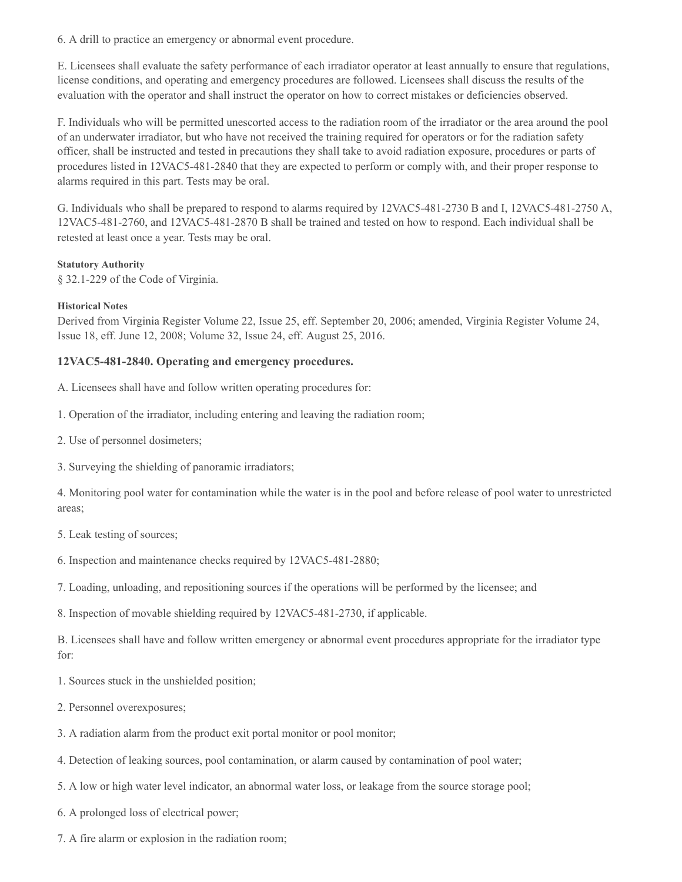6. A drill to practice an emergency or abnormal event procedure.

E. Licensees shall evaluate the safety performance of each irradiator operator at least annually to ensure that regulations, license conditions, and operating and emergency procedures are followed. Licensees shall discuss the results of the evaluation with the operator and shall instruct the operator on how to correct mistakes or deficiencies observed.

F. Individuals who will be permitted unescorted access to the radiation room of the irradiator or the area around the pool of an underwater irradiator, but who have not received the training required for operators or for the radiation safety officer, shall be instructed and tested in precautions they shall take to avoid radiation exposure, procedures or parts of procedures listed in 12VAC5-481-2840 that they are expected to perform or comply with, and their proper response to alarms required in this part. Tests may be oral.

G. Individuals who shall be prepared to respond to alarms required by 12VAC5-481-2730 B and I, 12VAC5-481-2750 A, 12VAC5-481-2760, and 12VAC5-481-2870 B shall be trained and tested on how to respond. Each individual shall be retested at least once a year. Tests may be oral.

**Statutory Authority**

§ 32.1-229 of the Code of Virginia.

**Historical Notes**

Derived from Virginia Register Volume 22, Issue 25, eff. September 20, 2006; amended, Virginia Register Volume 24, Issue 18, eff. June 12, 2008; Volume 32, Issue 24, eff. August 25, 2016.

### 12VAC5-481-2840. Operating and emergency procedures.

A. Licensees shall have and follow written operating procedures for:

1. Operation of the irradiator, including entering and leaving the radiation room;

2. Use of personnel dosimeters;

3. Surveying the shielding of panoramic irradiators;

4. Monitoring pool water for contamination while the water is in the pool and before release of pool water to unrestricted areas;

5. Leak testing of sources;

6. Inspection and maintenance checks required by 12VAC5-481-2880;

7. Loading, unloading, and repositioning sources if the operations will be performed by the licensee; and

8. Inspection of movable shielding required by 12VAC5-481-2730, if applicable.

B. Licensees shall have and follow written emergency or abnormal event procedures appropriate for the irradiator type for:

1. Sources stuck in the unshielded position;

2. Personnel overexposures;

3. A radiation alarm from the product exit portal monitor or pool monitor;

4. Detection of leaking sources, pool contamination, or alarm caused by contamination of pool water;

5. A low or high water level indicator, an abnormal water loss, or leakage from the source storage pool;

6. A prolonged loss of electrical power;

7. A fire alarm or explosion in the radiation room;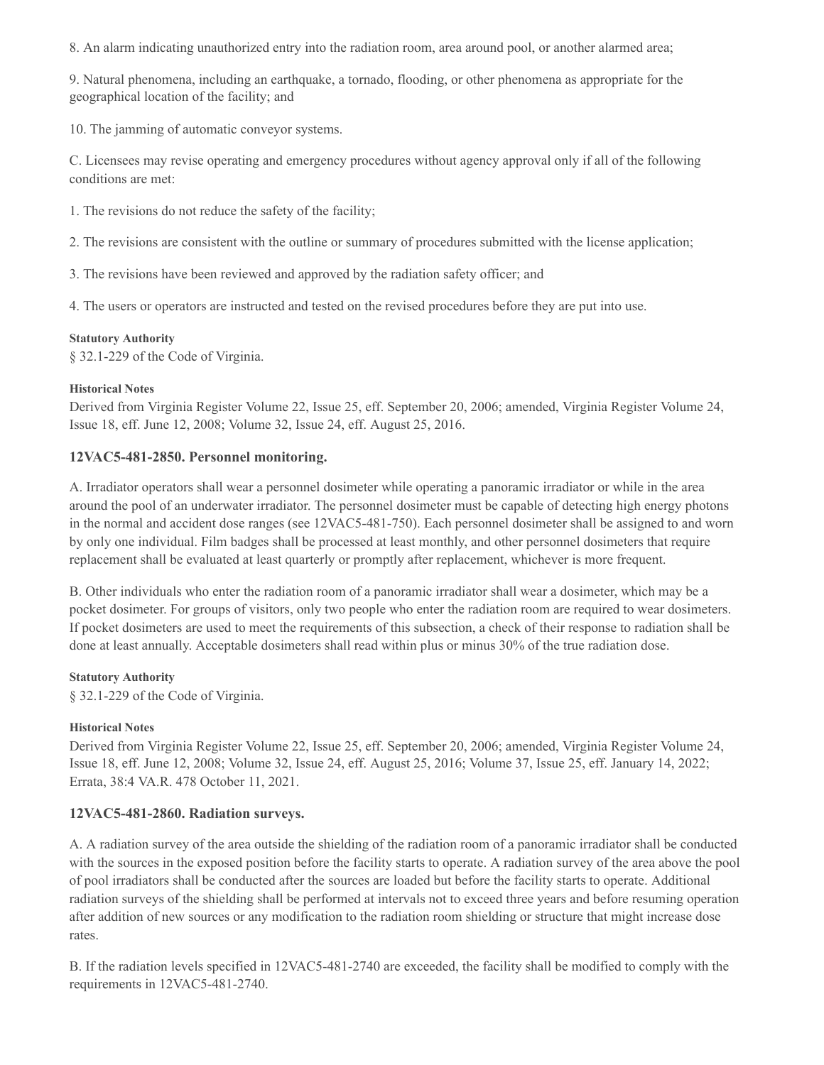8. An alarm indicating unauthorized entry into the radiation room, area around pool, or another alarmed area;

9. Natural phenomena, including an earthquake, a tornado, flooding, or other phenomena as appropriate for the geographical location of the facility; and

10. The jamming of automatic conveyor systems.

C. Licensees may revise operating and emergency procedures without agency approval only if all of the following conditions are met:

1. The revisions do not reduce the safety of the facility;

2. The revisions are consistent with the outline or summary of procedures submitted with the license application;

3. The revisions have been reviewed and approved by the radiation safety officer; and

4. The users or operators are instructed and tested on the revised procedures before they are put into use.

**Statutory Authority**

§ 32.1-229 of the Code of Virginia.

**Historical Notes**

Derived from Virginia Register Volume 22, Issue 25, eff. September 20, 2006; amended, Virginia Register Volume 24, Issue 18, eff. June 12, 2008; Volume 32, Issue 24, eff. August 25, 2016.

### 12VAC5-481-2850. Personnel monitoring.

A. Irradiator operators shall wear a personnel dosimeter while operating a panoramic irradiator or while in the area around the pool of an underwater irradiator. The personnel dosimeter must be capable of detecting high energy photons in the normal and accident dose ranges (see 12VAC5-481-750). Each personnel dosimeter shall be assigned to and worn by only one individual. Film badges shall be processed at least monthly, and other personnel dosimeters that require replacement shall be evaluated at least quarterly or promptly after replacement, whichever is more frequent.

B. Other individuals who enter the radiation room of a panoramic irradiator shall wear a dosimeter, which may be a pocket dosimeter. For groups of visitors, only two people who enter the radiation room are required to wear dosimeters. If pocket dosimeters are used to meet the requirements of this subsection, a check of their response to radiation shall be done at least annually. Acceptable dosimeters shall read within plus or minus 30% of the true radiation dose.

**Statutory Authority**

§ 32.1-229 of the Code of Virginia.

**Historical Notes**

Derived from Virginia Register Volume 22, Issue 25, eff. September 20, 2006; amended, Virginia Register Volume 24, Issue 18, eff. June 12, 2008; Volume 32, Issue 24, eff. August 25, 2016; Volume 37, Issue 25, eff. January 14, 2022; Errata, 38:4 VA.R. 478 October 11, 2021.

### 12VAC5-481-2860. Radiation surveys.

A. A radiation survey of the area outside the shielding of the radiation room of a panoramic irradiator shall be conducted with the sources in the exposed position before the facility starts to operate. A radiation survey of the area above the pool of pool irradiators shall be conducted after the sources are loaded but before the facility starts to operate. Additional radiation surveys of the shielding shall be performed at intervals not to exceed three years and before resuming operation after addition of new sources or any modification to the radiation room shielding or structure that might increase dose rates.

B. If the radiation levels specified in 12VAC5-481-2740 are exceeded, the facility shall be modified to comply with the requirements in 12VAC5-481-2740.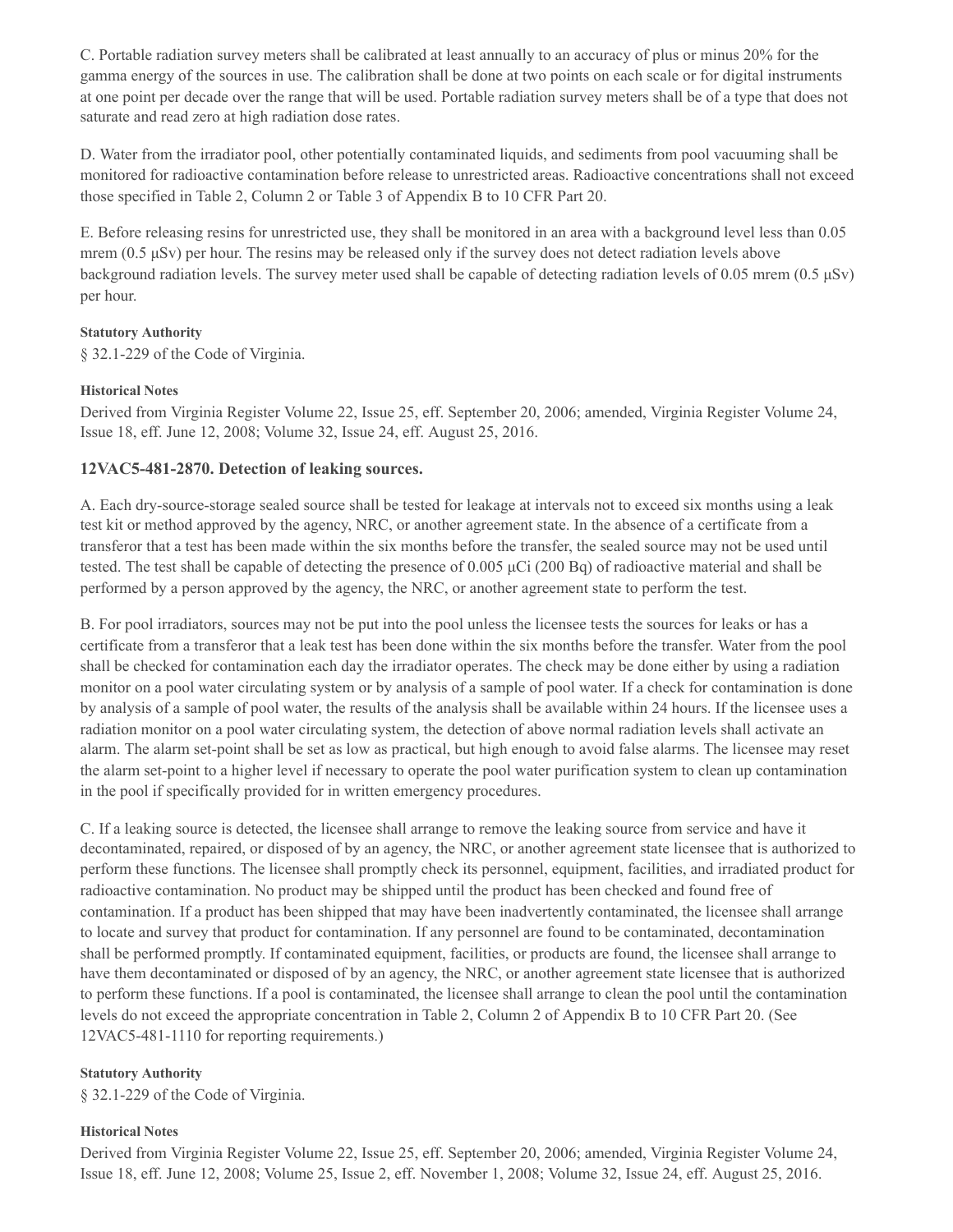C. Portable radiation survey meters shall be calibrated at least annually to an accuracy of plus or minus 20% for the gamma energy of the sources in use. The calibration shall be done at two points on each scale or for digital instruments at one point per decade over the range that will be used. Portable radiation survey meters shall be of a type that does not saturate and read zero at high radiation dose rates.

D. Water from the irradiator pool, other potentially contaminated liquids, and sediments from pool vacuuming shall be monitored for radioactive contamination before release to unrestricted areas. Radioactive concentrations shall not exceed those specified in Table 2, Column 2 or Table 3 of Appendix B to 10 CFR Part 20.

E. Before releasing resins for unrestricted use, they shall be monitored in an area with a background level less than 0.05 mrem (0.5 μSv) per hour. The resins may be released only if the survey does not detect radiation levels above background radiation levels. The survey meter used shall be capable of detecting radiation levels of 0.05 mrem (0.5 μSv) per hour.

**Statutory Authority**

§ 32.1-229 of the Code of Virginia.

**Historical Notes**

Derived from Virginia Register Volume 22, Issue 25, eff. September 20, 2006; amended, Virginia Register Volume 24, Issue 18, eff. June 12, 2008; Volume 32, Issue 24, eff. August 25, 2016.

### 12VAC5-481-2870. Detection of leaking sources.

A. Each dry-source-storage sealed source shall be tested for leakage at intervals not to exceed six months using a leak test kit or method approved by the agency, NRC, or another agreement state. In the absence of a certificate from a transferor that a test has been made within the six months before the transfer, the sealed source may not be used until tested. The test shall be capable of detecting the presence of 0.005 μCi (200 Bq) of radioactive material and shall be performed by a person approved by the agency, the NRC, or another agreement state to perform the test.

B. For pool irradiators, sources may not be put into the pool unless the licensee tests the sources for leaks or has a certificate from a transferor that a leak test has been done within the six months before the transfer. Water from the pool shall be checked for contamination each day the irradiator operates. The check may be done either by using a radiation monitor on a pool water circulating system or by analysis of a sample of pool water. If a check for contamination is done by analysis of a sample of pool water, the results of the analysis shall be available within 24 hours. If the licensee uses a radiation monitor on a pool water circulating system, the detection of above normal radiation levels shall activate an alarm. The alarm set-point shall be set as low as practical, but high enough to avoid false alarms. The licensee may reset the alarm set-point to a higher level if necessary to operate the pool water purification system to clean up contamination in the pool if specifically provided for in written emergency procedures.

C. If a leaking source is detected, the licensee shall arrange to remove the leaking source from service and have it decontaminated, repaired, or disposed of by an agency, the NRC, or another agreement state licensee that is authorized to perform these functions. The licensee shall promptly check its personnel, equipment, facilities, and irradiated product for radioactive contamination. No product may be shipped until the product has been checked and found free of contamination. If a product has been shipped that may have been inadvertently contaminated, the licensee shall arrange to locate and survey that product for contamination. If any personnel are found to be contaminated, decontamination shall be performed promptly. If contaminated equipment, facilities, or products are found, the licensee shall arrange to have them decontaminated or disposed of by an agency, the NRC, or another agreement state licensee that is authorized to perform these functions. If a pool is contaminated, the licensee shall arrange to clean the pool until the contamination levels do not exceed the appropriate concentration in Table 2, Column 2 of Appendix B to 10 CFR Part 20. (See 12VAC5-481-1110 for reporting requirements.)

**Statutory Authority**

§ 32.1-229 of the Code of Virginia.

**Historical Notes**

Derived from Virginia Register Volume 22, Issue 25, eff. September 20, 2006; amended, Virginia Register Volume 24, Issue 18, eff. June 12, 2008; Volume 25, Issue 2, eff. November 1, 2008; Volume 32, Issue 24, eff. August 25, 2016.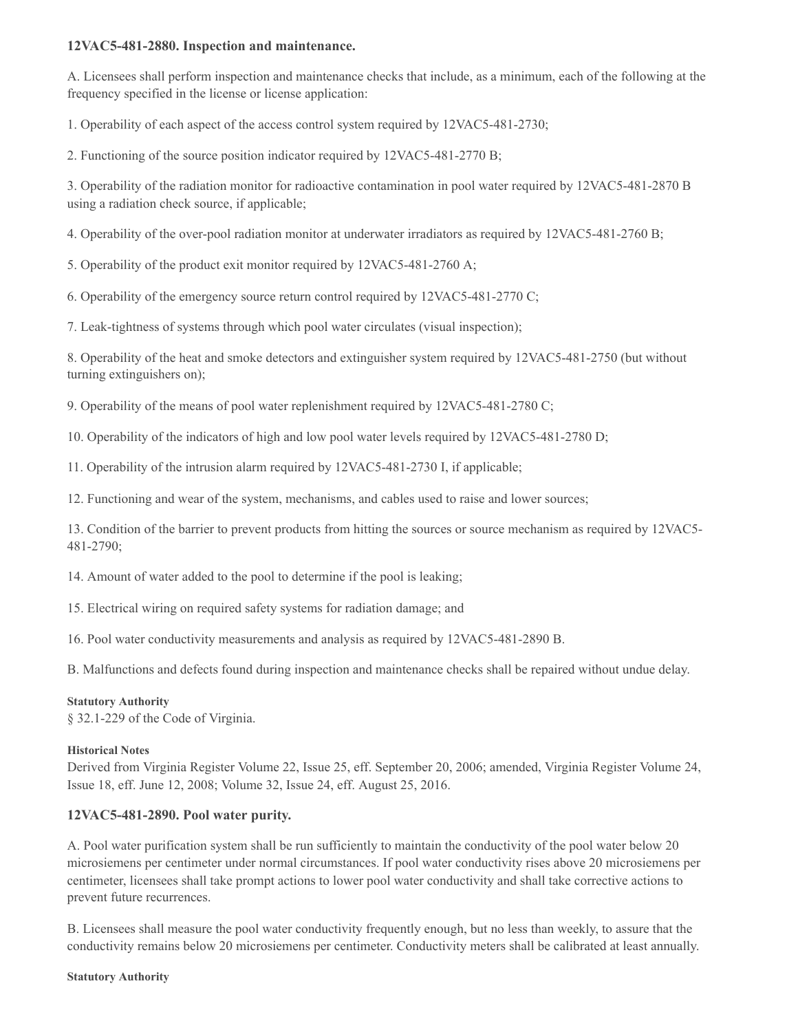### 12VAC5-481-2880. Inspection and maintenance.

A. Licensees shall perform inspection and maintenance checks that include, as a minimum, each of the following at the frequency specified in the license or license application:

1. Operability of each aspect of the access control system required by 12VAC5-481-2730;

2. Functioning of the source position indicator required by 12VAC5-481-2770 B;

3. Operability of the radiation monitor for radioactive contamination in pool water required by 12VAC5-481-2870 B using a radiation check source, if applicable;

4. Operability of the over-pool radiation monitor at underwater irradiators as required by 12VAC5-481-2760 B;

5. Operability of the product exit monitor required by 12VAC5-481-2760 A;

6. Operability of the emergency source return control required by 12VAC5-481-2770 C;

7. Leak-tightness of systems through which pool water circulates (visual inspection);

8. Operability of the heat and smoke detectors and extinguisher system required by 12VAC5-481-2750 (but without turning extinguishers on);

9. Operability of the means of pool water replenishment required by 12VAC5-481-2780 C;

10. Operability of the indicators of high and low pool water levels required by 12VAC5-481-2780 D;

11. Operability of the intrusion alarm required by 12VAC5-481-2730 I, if applicable;

12. Functioning and wear of the system, mechanisms, and cables used to raise and lower sources;

13. Condition of the barrier to prevent products from hitting the sources or source mechanism as required by 12VAC5-481-2790;

14. Amount of water added to the pool to determine if the pool is leaking;

15. Electrical wiring on required safety systems for radiation damage; and

16. Pool water conductivity measurements and analysis as required by 12VAC5-481-2890 B.

B. Malfunctions and defects found during inspection and maintenance checks shall be repaired without undue delay.

**Statutory Authority**

§ 32.1-229 of the Code of Virginia.

**Historical Notes**

Derived from Virginia Register Volume 22, Issue 25, eff. September 20, 2006; amended, Virginia Register Volume 24, Issue 18, eff. June 12, 2008; Volume 32, Issue 24, eff. August 25, 2016.

### 12VAC5-481-2890. Pool water purity.

A. Pool water purification system shall be run sufficiently to maintain the conductivity of the pool water below 20 microsiemens per centimeter under normal circumstances. If pool water conductivity rises above 20 microsiemens per centimeter, licensees shall take prompt actions to lower pool water conductivity and shall take corrective actions to prevent future recurrences.

B. Licensees shall measure the pool water conductivity frequently enough, but no less than weekly, to assure that the conductivity remains below 20 microsiemens per centimeter. Conductivity meters shall be calibrated at least annually.

**Statutory Authority**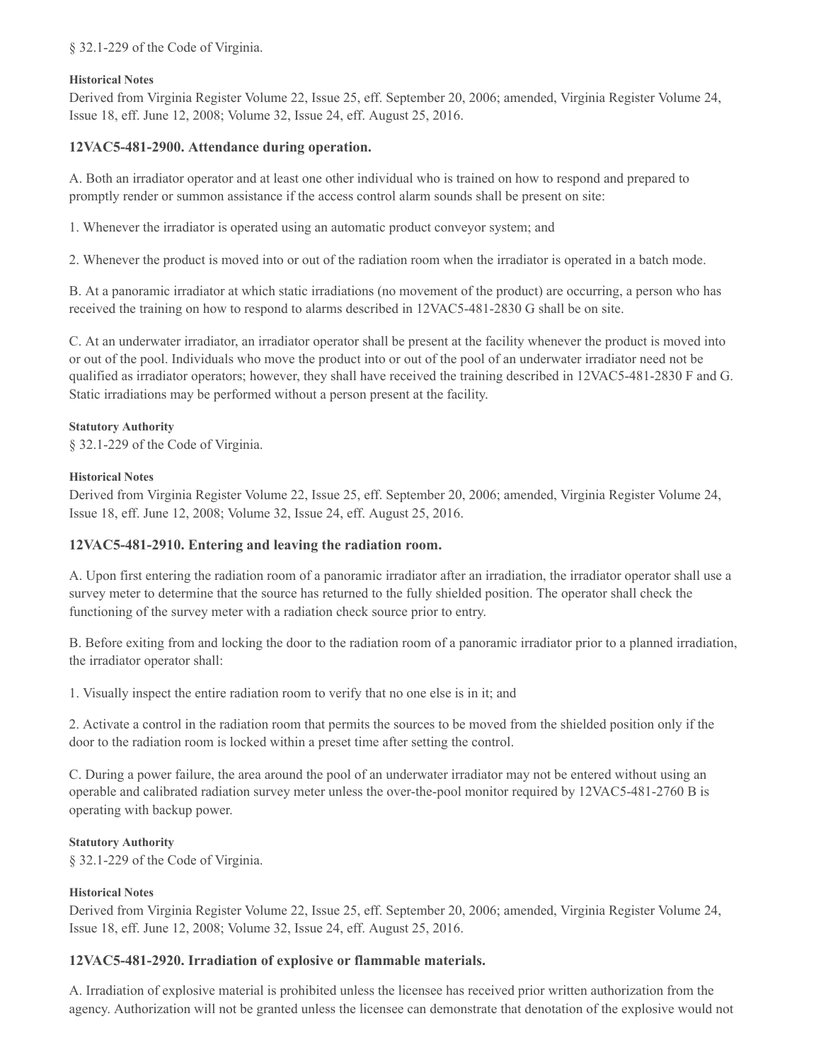§ 32.1-229 of the Code of Virginia.

**Historical Notes**

Derived from Virginia Register Volume 22, Issue 25, eff. September 20, 2006; amended, Virginia Register Volume 24, Issue 18, eff. June 12, 2008; Volume 32, Issue 24, eff. August 25, 2016.

### 12VAC5-481-2900. Attendance during operation.

A. Both an irradiator operator and at least one other individual who is trained on how to respond and prepared to promptly render or summon assistance if the access control alarm sounds shall be present on site:

1. Whenever the irradiator is operated using an automatic product conveyor system; and

2. Whenever the product is moved into or out of the radiation room when the irradiator is operated in a batch mode.

B. At a panoramic irradiator at which static irradiations (no movement of the product) are occurring, a person who has received the training on how to respond to alarms described in 12VAC5-481-2830 G shall be on site.

C. At an underwater irradiator, an irradiator operator shall be present at the facility whenever the product is moved into or out of the pool. Individuals who move the product into or out of the pool of an underwater irradiator need not be qualified as irradiator operators; however, they shall have received the training described in 12VAC5-481-2830 F and G. Static irradiations may be performed without a person present at the facility.

**Statutory Authority**

§ 32.1-229 of the Code of Virginia.

**Historical Notes**

Derived from Virginia Register Volume 22, Issue 25, eff. September 20, 2006; amended, Virginia Register Volume 24, Issue 18, eff. June 12, 2008; Volume 32, Issue 24, eff. August 25, 2016.

### 12VAC5-481-2910. Entering and leaving the radiation room.

A. Upon first entering the radiation room of a panoramic irradiator after an irradiation, the irradiator operator shall use a survey meter to determine that the source has returned to the fully shielded position. The operator shall check the functioning of the survey meter with a radiation check source prior to entry.

B. Before exiting from and locking the door to the radiation room of a panoramic irradiator prior to a planned irradiation, the irradiator operator shall:

1. Visually inspect the entire radiation room to verify that no one else is in it; and

2. Activate a control in the radiation room that permits the sources to be moved from the shielded position only if the door to the radiation room is locked within a preset time after setting the control.

C. During a power failure, the area around the pool of an underwater irradiator may not be entered without using an operable and calibrated radiation survey meter unless the over-the-pool monitor required by 12VAC5-481-2760 B is operating with backup power.

**Statutory Authority**

§ 32.1-229 of the Code of Virginia.

**Historical Notes**

Derived from Virginia Register Volume 22, Issue 25, eff. September 20, 2006; amended, Virginia Register Volume 24, Issue 18, eff. June 12, 2008; Volume 32, Issue 24, eff. August 25, 2016.

### 12VAC5-481-2920. Irradiation of explosive or flammable materials.

A. Irradiation of explosive material is prohibited unless the licensee has received prior written authorization from the agency. Authorization will not be granted unless the licensee can demonstrate that denotation of the explosive would not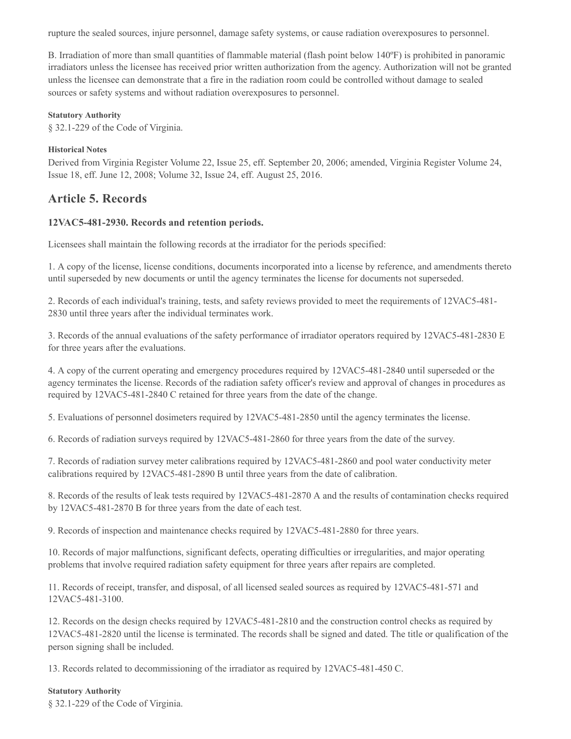rupture the sealed sources, injure personnel, damage safety systems, or cause radiation overexposures to personnel.

B. Irradiation of more than small quantities of flammable material (flash point below 140ºF) is prohibited in panoramic irradiators unless the licensee has received prior written authorization from the agency. Authorization will not be granted unless the licensee can demonstrate that a fire in the radiation room could be controlled without damage to sealed sources or safety systems and without radiation overexposures to personnel.

**Statutory Authority**

§ 32.1-229 of the Code of Virginia.

**Historical Notes**

Derived from Virginia Register Volume 22, Issue 25, eff. September 20, 2006; amended, Virginia Register Volume 24, Issue 18, eff. June 12, 2008; Volume 32, Issue 24, eff. August 25, 2016.

## Article 5. Records

### 12VAC5-481-2930. Records and retention periods.

Licensees shall maintain the following records at the irradiator for the periods specified:

1. A copy of the license, license conditions, documents incorporated into a license by reference, and amendments thereto until superseded by new documents or until the agency terminates the license for documents not superseded.

2. Records of each individual's training, tests, and safety reviews provided to meet the requirements of 12VAC5-481-2830 until three years after the individual terminates work.

3. Records of the annual evaluations of the safety performance of irradiator operators required by 12VAC5-481-2830 E for three years after the evaluations.

4. A copy of the current operating and emergency procedures required by 12VAC5-481-2840 until superseded or the agency terminates the license. Records of the radiation safety officer's review and approval of changes in procedures as required by 12VAC5-481-2840 C retained for three years from the date of the change.

5. Evaluations of personnel dosimeters required by 12VAC5-481-2850 until the agency terminates the license.

6. Records of radiation surveys required by 12VAC5-481-2860 for three years from the date of the survey.

7. Records of radiation survey meter calibrations required by 12VAC5-481-2860 and pool water conductivity meter calibrations required by 12VAC5-481-2890 B until three years from the date of calibration.

8. Records of the results of leak tests required by 12VAC5-481-2870 A and the results of contamination checks required by 12VAC5-481-2870 B for three years from the date of each test.

9. Records of inspection and maintenance checks required by 12VAC5-481-2880 for three years.

10. Records of major malfunctions, significant defects, operating difficulties or irregularities, and major operating problems that involve required radiation safety equipment for three years after repairs are completed.

11. Records of receipt, transfer, and disposal, of all licensed sealed sources as required by 12VAC5-481-571 and 12VAC5-481-3100.

12. Records on the design checks required by 12VAC5-481-2810 and the construction control checks as required by 12VAC5-481-2820 until the license is terminated. The records shall be signed and dated. The title or qualification of the person signing shall be included.

13. Records related to decommissioning of the irradiator as required by 12VAC5-481-450 C.

**Statutory Authority**

§ 32.1-229 of the Code of Virginia.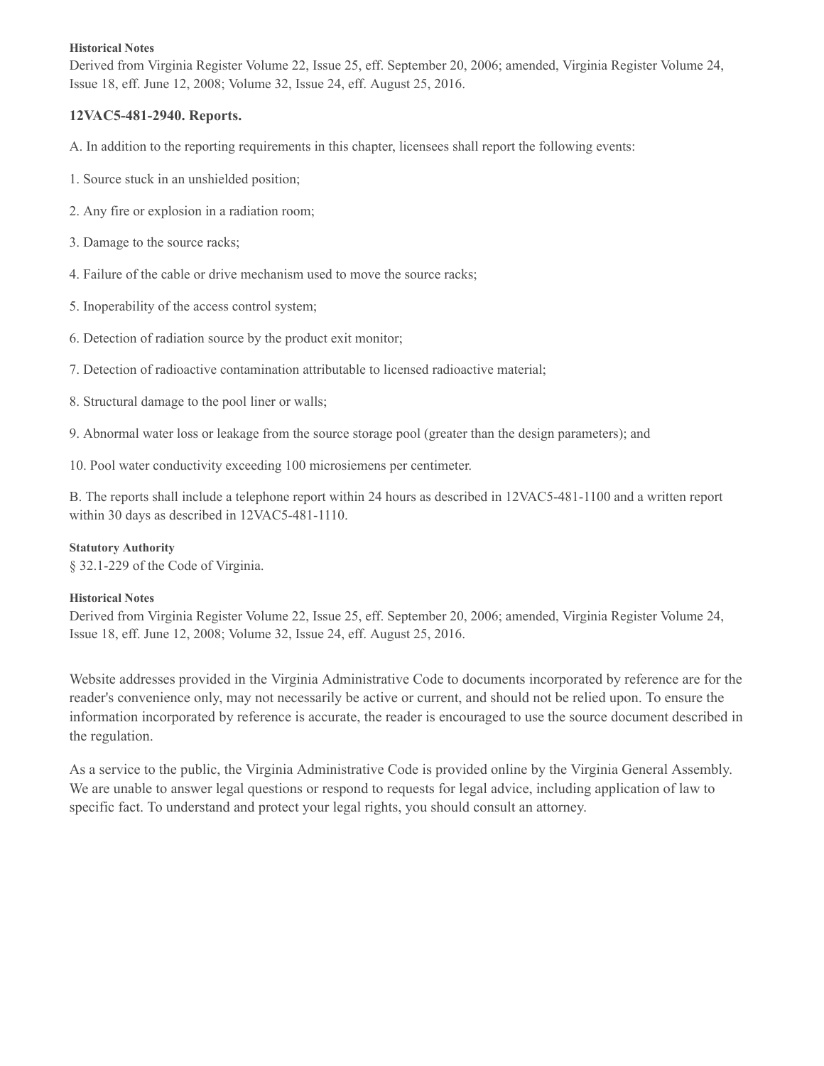**Historical Notes**

Derived from Virginia Register Volume 22, Issue 25, eff. September 20, 2006; amended, Virginia Register Volume 24, Issue 18, eff. June 12, 2008; Volume 32, Issue 24, eff. August 25, 2016.

### 12VAC5-481-2940. Reports.

A. In addition to the reporting requirements in this chapter, licensees shall report the following events:

1. Source stuck in an unshielded position;

2. Any fire or explosion in a radiation room;

3. Damage to the source racks;

4. Failure of the cable or drive mechanism used to move the source racks;

5. Inoperability of the access control system;

6. Detection of radiation source by the product exit monitor;

7. Detection of radioactive contamination attributable to licensed radioactive material;

8. Structural damage to the pool liner or walls;

9. Abnormal water loss or leakage from the source storage pool (greater than the design parameters); and

10. Pool water conductivity exceeding 100 microsiemens per centimeter.

B. The reports shall include a telephone report within 24 hours as described in 12VAC5-481-1100 and a written report within 30 days as described in 12VAC5-481-1110.

**Statutory Authority**

§ 32.1-229 of the Code of Virginia.

**Historical Notes**

Derived from Virginia Register Volume 22, Issue 25, eff. September 20, 2006; amended, Virginia Register Volume 24, Issue 18, eff. June 12, 2008; Volume 32, Issue 24, eff. August 25, 2016.

Website addresses provided in the Virginia Administrative Code to documents incorporated by reference are for the reader's convenience only, may not necessarily be active or current, and should not be relied upon. To ensure the information incorporated by reference is accurate, the reader is encouraged to use the source document described in the regulation.

As a service to the public, the Virginia Administrative Code is provided online by the Virginia General Assembly. We are unable to answer legal questions or respond to requests for legal advice, including application of law to specific fact. To understand and protect your legal rights, you should consult an attorney.